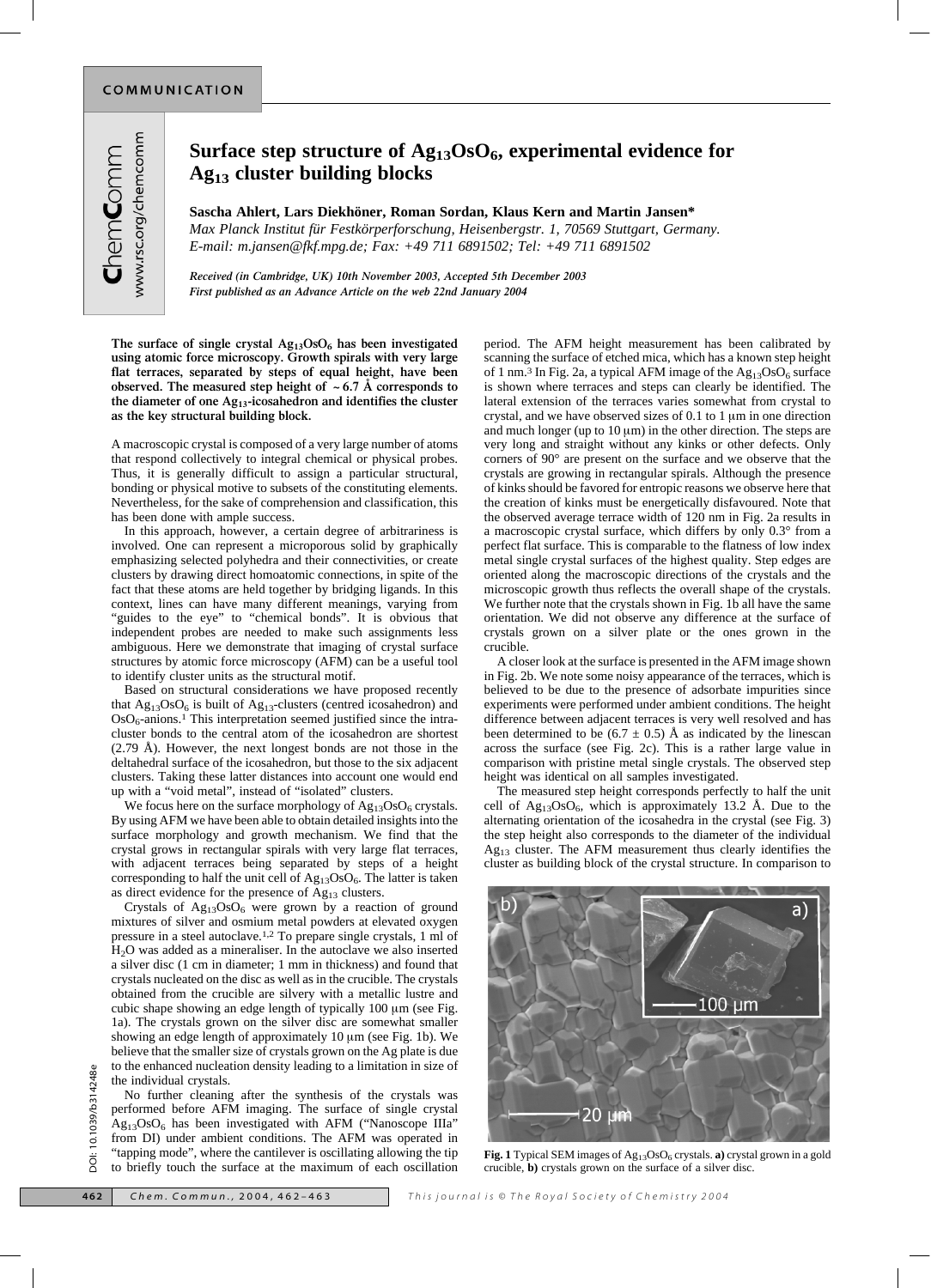COMMUNICATION

# Surface step structure of $Ag_{13}OsO_6$, experimental evidence for $Ag_{13}$ cluster building blocks

**Sascha Ahlert, Lars Diekhöner, Roman Sordan, Klaus Kern and Martin Jansen***

*Max Planck Institut für Festkörperforschung, Heisenbergstr. 1, 70569 Stuttgart, Germany. E-mail: m.jansen@fkf.mpg.de; Fax: +49 711 6891502; Tel: +49 711 6891502*

*Received (in Cambridge, UK) 10th November 2003, Accepted 5th December 2003*
*First published as an Advance Article on the web 22nd January 2004*

**The surface of single crystal $Ag_{13}OsO_6$ has been investigated using atomic force microscopy. Growth spirals with very large flat terraces, separated by steps of equal height, have been observed. The measured step height of ~6.7 Å corresponds to the diameter of one $Ag_{13}$-icosahedron and identifies the cluster as the key structural building block.**

A macroscopic crystal is composed of a very large number of atoms that respond collectively to integral chemical or physical probes. Thus, it is generally difficult to assign a particular structural, bonding or physical motive to subsets of the constituting elements. Nevertheless, for the sake of comprehension and classification, this has been done with ample success.

In this approach, however, a certain degree of arbitrariness is involved. One can represent a microporous solid by graphically emphasizing selected polyhedra and their connectivities, or create clusters by drawing direct homoatomic connections, in spite of the fact that these atoms are held together by bridging ligands. In this context, lines can have many different meanings, varying from "guides to the eye" to "chemical bonds". It is obvious that independent probes are needed to make such assignments less ambiguous. Here we demonstrate that imaging of crystal surface structures by atomic force microscopy (AFM) can be a useful tool to identify cluster units as the structural motif.

Based on structural considerations we have proposed recently that $Ag_{13}OsO_6$ is built of $Ag_{13}$-clusters (centred icosahedron) and $OsO_6$-anions.[1] This interpretation seemed justified since the intra-cluster bonds to the central atom of the icosahedron are shortest (2.79 Å). However, the next longest bonds are not those in the deltahedral surface of the icosahedron, but those to the six adjacent clusters. Taking these latter distances into account one would end up with a "void metal", instead of "isolated" clusters.

We focus here on the surface morphology of $Ag_{13}OsO_6$ crystals. By using AFM we have been able to obtain detailed insights into the surface morphology and growth mechanism. We find that the crystal grows in rectangular spirals with very large flat terraces, with adjacent terraces being separated by steps of a height corresponding to half the unit cell of $Ag_{13}OsO_6$. The latter is taken as direct evidence for the presence of $Ag_{13}$ clusters.

Crystals of $Ag_{13}OsO_6$ were grown by a reaction of ground mixtures of silver and osmium metal powders at elevated oxygen pressure in a steel autoclave.[1,2] To prepare single crystals, 1 ml of $H_2O$ was added as a mineraliser. In the autoclave we also inserted a silver disc (1 cm in diameter; 1 mm in thickness) and found that crystals nucleated on the disc as well as in the crucible. The crystals obtained from the crucible are silvery with a metallic lustre and cubic shape showing an edge length of typically 100 μm (see Fig. 1a). The crystals grown on the silver disc are somewhat smaller showing an edge length of approximately 10 μm (see Fig. 1b). We believe that the smaller size of crystals grown on the Ag plate is due to the enhanced nucleation density leading to a limitation in size of the individual crystals.

No further cleaning after the synthesis of the crystals was performed before AFM imaging. The surface of single crystal $Ag_{13}OsO_6$ has been investigated with AFM ("Nanoscope IIIa" from DI) under ambient conditions. The AFM was operated in "tapping mode", where the cantilever is oscillating allowing the tip to briefly touch the surface at the maximum of each oscillation period. The AFM height measurement has been calibrated by scanning the surface of etched mica, which has a known step height of 1 nm.[3] In Fig. 2a, a typical AFM image of the $Ag_{13}OsO_6$ surface is shown where terraces and steps can clearly be identified. The lateral extension of the terraces varies somewhat from crystal to crystal, and we have observed sizes of 0.1 to 1 μm in one direction and much longer (up to 10 μm) in the other direction. The steps are very long and straight without any kinks or other defects. Only corners of 90° are present on the surface and we observe that the crystals are growing in rectangular spirals. Although the presence of kinks should be favored for entropic reasons we observe here that the creation of kinks must be energetically disfavoured. Note that the observed average terrace width of 120 nm in Fig. 2a results in a macroscopic crystal surface, which differs by only 0.3° from a perfect flat surface. This is comparable to the flatness of low index metal single crystal surfaces of the highest quality. Step edges are oriented along the macroscopic directions of the crystals and the microscopic growth thus reflects the overall shape of the crystals. We further note that the crystals shown in Fig. 1b all have the same orientation. We did not observe any difference at the surface of crystals grown on a silver plate or the ones grown in the crucible.

A closer look at the surface is presented in the AFM image shown in Fig. 2b. We note some noisy appearance of the terraces, which is believed to be due to the presence of adsorbate impurities since experiments were performed under ambient conditions. The height difference between adjacent terraces is very well resolved and has been determined to be (6.7 ± 0.5) Å as indicated by the linescan across the surface (see Fig. 2c). This is a rather large value in comparison with pristine metal single crystals. The observed step height was identical on all samples investigated.

The measured step height corresponds perfectly to half the unit cell of $Ag_{13}OsO_6$, which is approximately 13.2 Å. Due to the alternating orientation of the icosahedra in the crystal (see Fig. 3) the step height also corresponds to the diameter of the individual $Ag_{13}$ cluster. The AFM measurement thus clearly identifies the cluster as building block of the crystal structure. In comparison to

**Fig. 1** Typical SEM images of $Ag_{13}OsO_6$ crystals. **a)** crystal grown in a gold crucible, **b)** crystals grown on the surface of a silver disc.

DOI: 10.1039/b314248e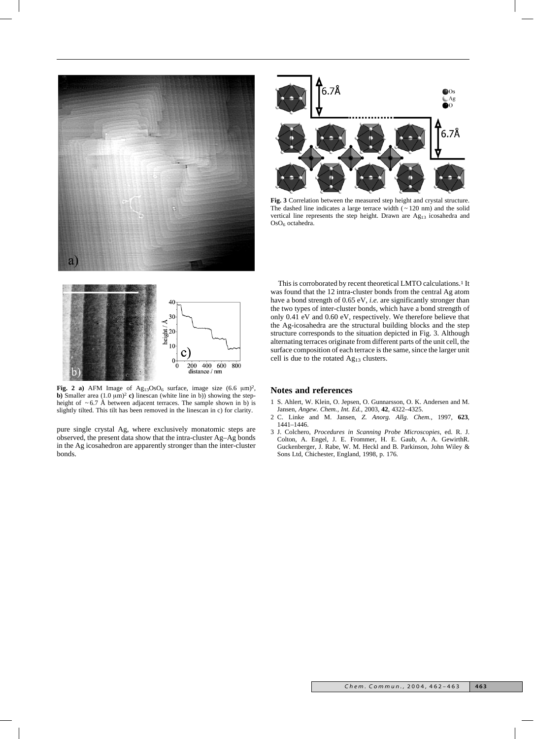a)

b)

40
30
20
10
0
height / Å
0 200 400 600 800
distance / nm
c)

**Fig. 2 a)** AFM Image of $Ag_{13}OsO_6$ surface, image size (6.6 μm)$^2$, **b)** Smaller area (1.0 μm)$^2$ **c)** linescan (white line in b)) showing the step-height of ~6.7 Å between adjacent terraces. The sample shown in b) is slightly tilted. This tilt has been removed in the linescan in c) for clarity.

pure single crystal Ag, where exclusively monatomic steps are observed, the present data show that the intra-cluster Ag–Ag bonds in the Ag icosahedron are apparently stronger than the inter-cluster bonds.

6.7Å

6.7Å

Os
Ag
O

**Fig. 3** Correlation between the measured step height and crystal structure. The dashed line indicates a large terrace width (~120 nm) and the solid vertical line represents the step height. Drawn are $Ag_{13}$ icosahedra and $OsO_6$ octahedra.

This is corroborated by recent theoretical LMTO calculations.[1] It was found that the 12 intra-cluster bonds from the central Ag atom have a bond strength of 0.65 eV, *i.e.* are significantly stronger than the two types of inter-cluster bonds, which have a bond strength of only 0.41 eV and 0.60 eV, respectively. We therefore believe that the Ag-icosahedra are the structural building blocks and the step structure corresponds to the situation depicted in Fig. 3. Although alternating terraces originate from different parts of the unit cell, the surface composition of each terrace is the same, since the larger unit cell is due to the rotated $Ag_{13}$ clusters.

## Notes and references

1 S. Ahlert, W. Klein, O. Jepsen, O. Gunnarsson, O. K. Andersen and M. Jansen, *Angew. Chem., Int. Ed.*, 2003, **42**, 4322–4325.

2 C. Linke and M. Jansen, *Z. Anorg. Allg. Chem.*, 1997, **623**, 1441–1446.

3 J. Colchero, *Procedures in Scanning Probe Microscopies*, ed. R. J. Colton, A. Engel, J. E. Frommer, H. E. Gaub, A. A. GewirthR. Guckenberger, J. Rabe, W. M. Heckl and B. Parkinson, John Wiley & Sons Ltd, Chichester, England, 1998, p. 176.